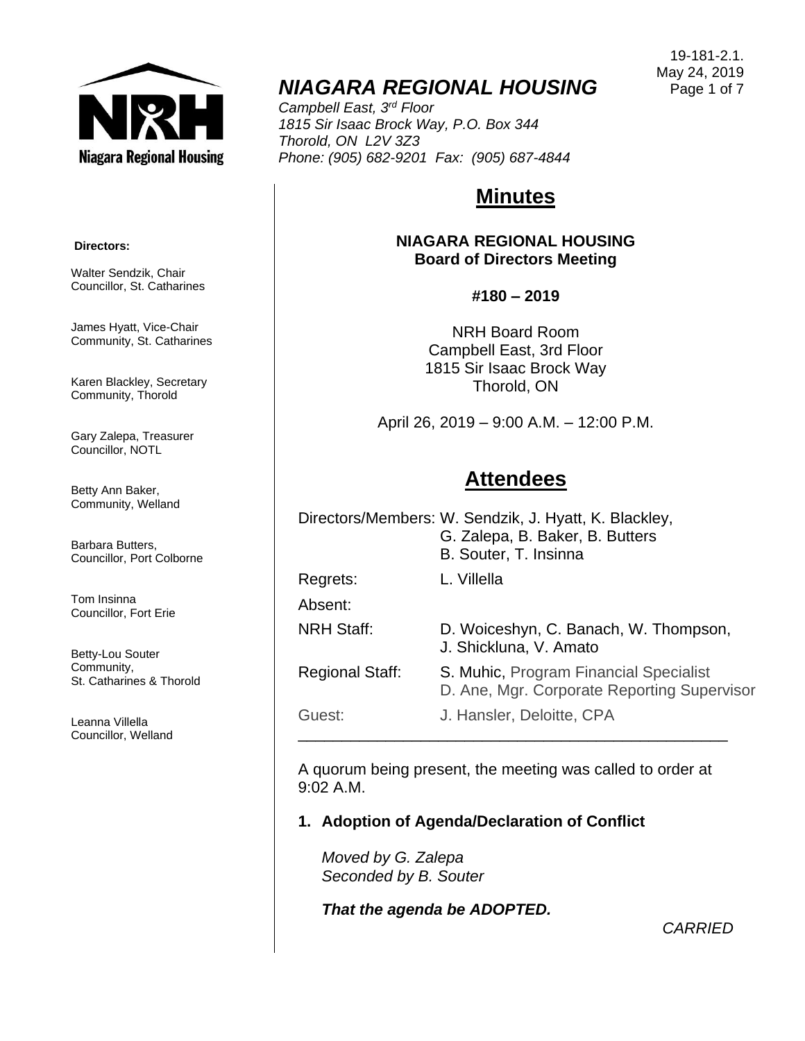19-181-2.1.
May 24, 2019

# *NIAGARA REGIONAL HOUSING*

*Campbell East, 3rd Floor*
*1815 Sir Isaac Brock Way, P.O. Box 344*
*Thorold, ON L2V 3Z3*
*Phone: (905) 682-9201 Fax: (905) 687-4844*

**Directors:**

Walter Sendzik, Chair
Councillor, St. Catharines

James Hyatt, Vice-Chair
Community, St. Catharines

Karen Blackley, Secretary
Community, Thorold

Gary Zalepa, Treasurer
Councillor, NOTL

Betty Ann Baker,
Community, Welland

Barbara Butters,
Councillor, Port Colborne

Tom Insinna
Councillor, Fort Erie

Betty-Lou Souter
Community,
St. Catharines & Thorold

Leanna Villella
Councillor, Welland

## Minutes

**NIAGARA REGIONAL HOUSING**
**Board of Directors Meeting**

**#180 – 2019**

NRH Board Room
Campbell East, 3rd Floor
1815 Sir Isaac Brock Way
Thorold, ON

April 26, 2019 – 9:00 A.M. – 12:00 P.M.

## Attendees

| | |
|---|---|
| Directors/Members: | W. Sendzik, J. Hyatt, K. Blackley, G. Zalepa, B. Baker, B. Butters B. Souter, T. Insinna |
| Regrets: | L. Villella |
| Absent: | |
| NRH Staff: | D. Woiceshyn, C. Banach, W. Thompson, J. Shickluna, V. Amato |
| Regional Staff: | S. Muhic, Program Financial Specialist D. Ane, Mgr. Corporate Reporting Supervisor |
| Guest: | J. Hansler, Deloitte, CPA |

A quorum being present, the meeting was called to order at 9:02 A.M.

### 1. Adoption of Agenda/Declaration of Conflict

*Moved by G. Zalepa*
*Seconded by B. Souter*

***That the agenda be ADOPTED.***

*CARRIED*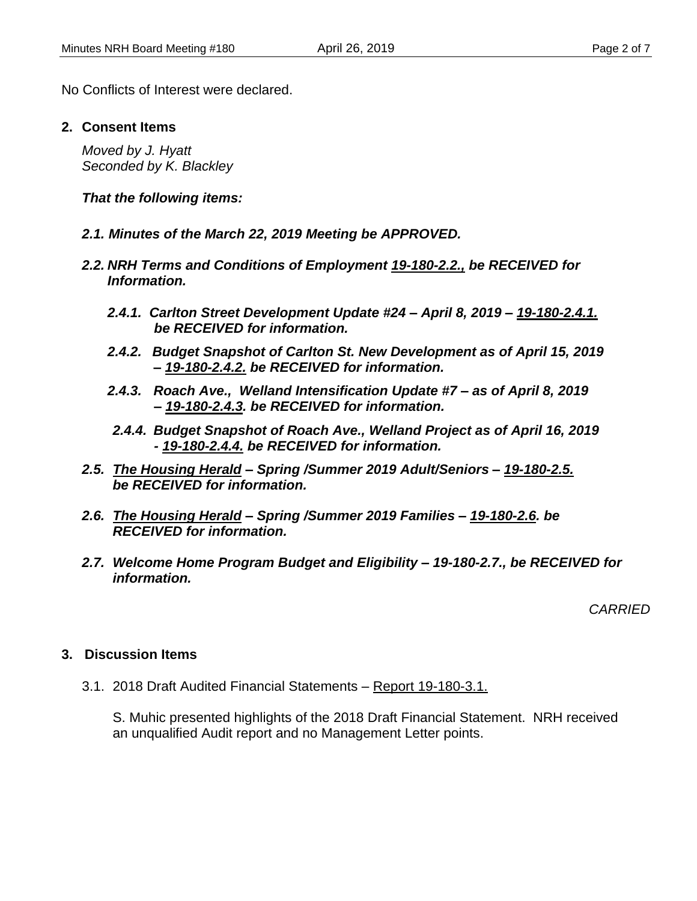No Conflicts of Interest were declared.

## 2. Consent Items

*Moved by J. Hyatt*
*Seconded by K. Blackley*

***That the following items:***

***2.1. Minutes of the March 22, 2019 Meeting be APPROVED.***

***2.2. NRH Terms and Conditions of Employment 19-180-2.2., be RECEIVED for Information.***

***2.4.1. Carlton Street Development Update #24 – April 8, 2019 – 19-180-2.4.1. be RECEIVED for information.***

***2.4.2. Budget Snapshot of Carlton St. New Development as of April 15, 2019 – 19-180-2.4.2. be RECEIVED for information.***

***2.4.3. Roach Ave., Welland Intensification Update #7 – as of April 8, 2019 – 19-180-2.4.3. be RECEIVED for information.***

***2.4.4. Budget Snapshot of Roach Ave., Welland Project as of April 16, 2019 - 19-180-2.4.4. be RECEIVED for information.***

***2.5. The Housing Herald – Spring /Summer 2019 Adult/Seniors – 19-180-2.5. be RECEIVED for information.***

***2.6. The Housing Herald – Spring /Summer 2019 Families – 19-180-2.6. be RECEIVED for information.***

***2.7. Welcome Home Program Budget and Eligibility – 19-180-2.7., be RECEIVED for information.***

*CARRIED*

## 3. Discussion Items

3.1. 2018 Draft Audited Financial Statements – Report 19-180-3.1.

S. Muhic presented highlights of the 2018 Draft Financial Statement. NRH received an unqualified Audit report and no Management Letter points.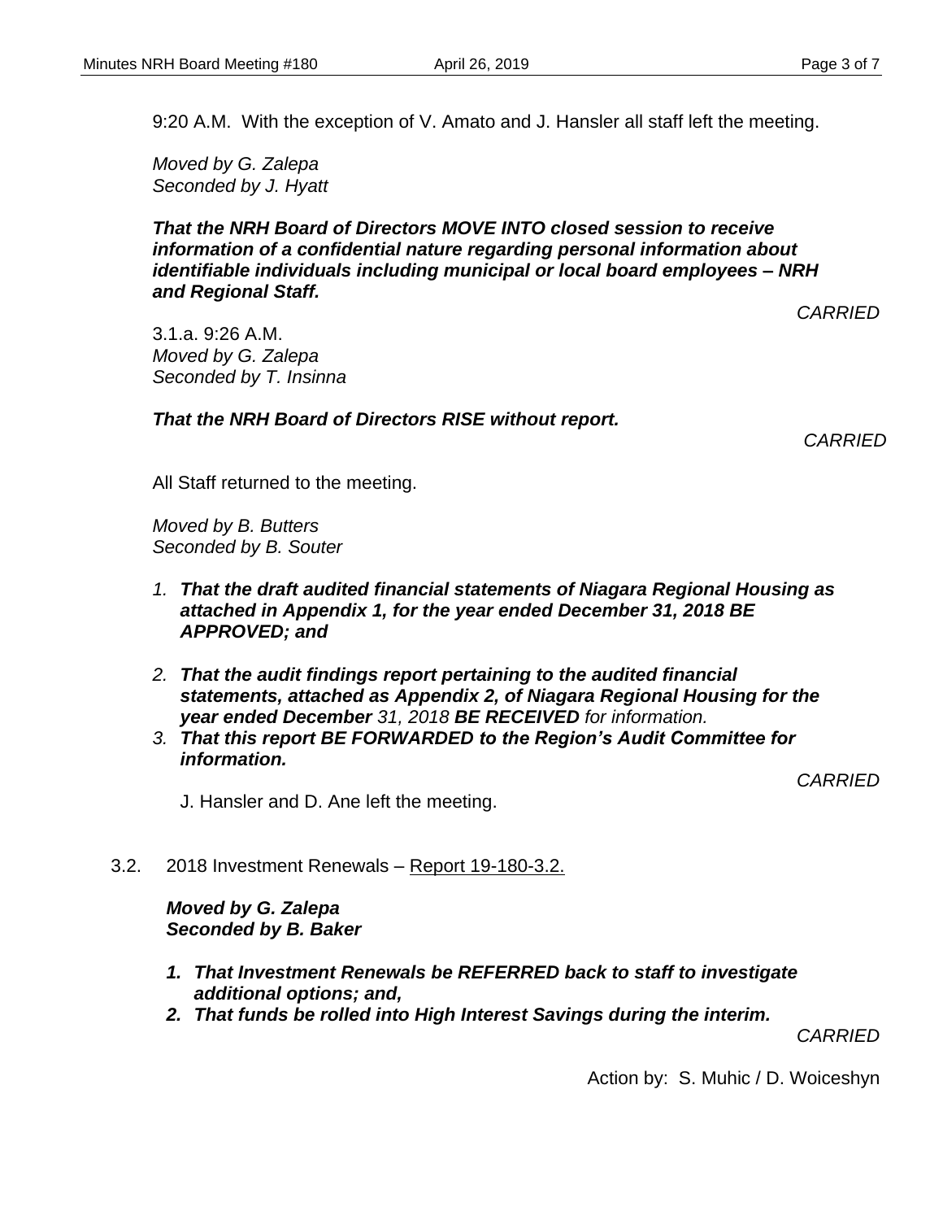9:20 A.M. With the exception of V. Amato and J. Hansler all staff left the meeting.

*Moved by G. Zalepa*
*Seconded by J. Hyatt*

***That the NRH Board of Directors MOVE INTO closed session to receive information of a confidential nature regarding personal information about identifiable individuals including municipal or local board employees – NRH and Regional Staff.***

*CARRIED*

3.1.a. 9:26 A.M.
*Moved by G. Zalepa*
*Seconded by T. Insinna*

***That the NRH Board of Directors RISE without report.***

*CARRIED*

All Staff returned to the meeting.

*Moved by B. Butters*
*Seconded by B. Souter*

1. ***That the draft audited financial statements of Niagara Regional Housing as attached in Appendix 1, for the year ended December 31, 2018 BE APPROVED; and***

2. ***That the audit findings report pertaining to the audited financial statements, attached as Appendix 2, of Niagara Regional Housing for the year ended December*** *31, 2018* ***BE RECEIVED*** *for information.*
3. ***That this report BE FORWARDED to the Region's Audit Committee for information.***

*CARRIED*

J. Hansler and D. Ane left the meeting.

3.2. 2018 Investment Renewals – Report 19-180-3.2.

***Moved by G. Zalepa***
***Seconded by B. Baker***

1. ***That Investment Renewals be REFERRED back to staff to investigate additional options; and,***
2. ***That funds be rolled into High Interest Savings during the interim.***

*CARRIED*

Action by: S. Muhic / D. Woiceshyn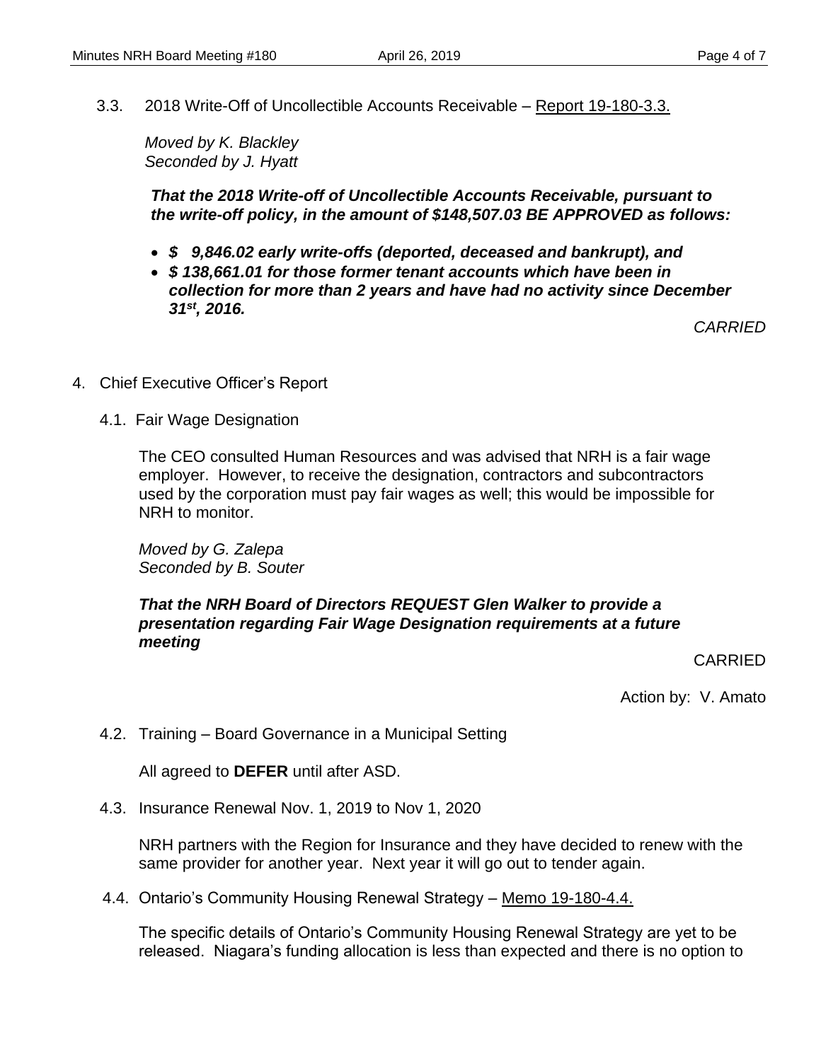3.3. 2018 Write-Off of Uncollectible Accounts Receivable – Report 19-180-3.3.

*Moved by K. Blackley*
*Seconded by J. Hyatt*

***That the 2018 Write-off of Uncollectible Accounts Receivable, pursuant to the write-off policy, in the amount of $148,507.03 BE APPROVED as follows:***

- ***$ 9,846.02 early write-offs (deported, deceased and bankrupt), and***
- ***$ 138,661.01 for those former tenant accounts which have been in collection for more than 2 years and have had no activity since December 31st, 2016.***

*CARRIED*

4. Chief Executive Officer's Report

4.1. Fair Wage Designation

The CEO consulted Human Resources and was advised that NRH is a fair wage employer. However, to receive the designation, contractors and subcontractors used by the corporation must pay fair wages as well; this would be impossible for NRH to monitor.

*Moved by G. Zalepa*
*Seconded by B. Souter*

***That the NRH Board of Directors REQUEST Glen Walker to provide a presentation regarding Fair Wage Designation requirements at a future meeting***

CARRIED

Action by: V. Amato

4.2. Training – Board Governance in a Municipal Setting

All agreed to **DEFER** until after ASD.

4.3. Insurance Renewal Nov. 1, 2019 to Nov 1, 2020

NRH partners with the Region for Insurance and they have decided to renew with the same provider for another year. Next year it will go out to tender again.

4.4. Ontario's Community Housing Renewal Strategy – Memo 19-180-4.4.

The specific details of Ontario's Community Housing Renewal Strategy are yet to be released. Niagara's funding allocation is less than expected and there is no option to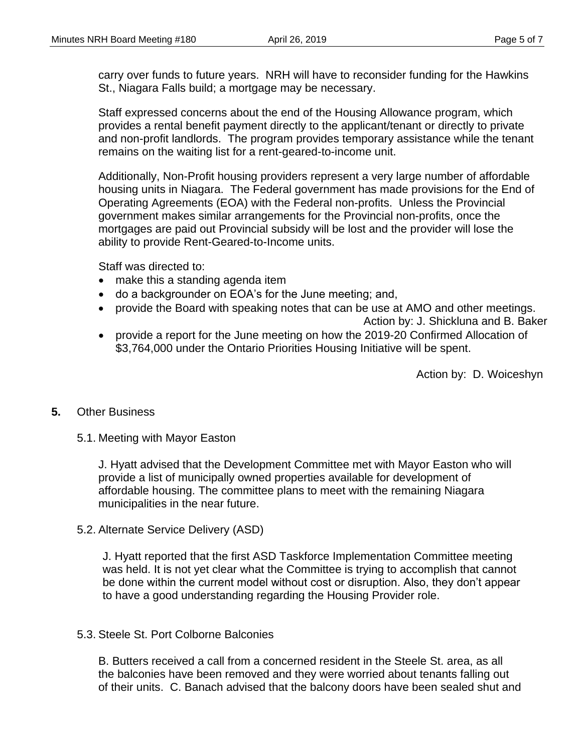carry over funds to future years. NRH will have to reconsider funding for the Hawkins St., Niagara Falls build; a mortgage may be necessary.

Staff expressed concerns about the end of the Housing Allowance program, which provides a rental benefit payment directly to the applicant/tenant or directly to private and non-profit landlords. The program provides temporary assistance while the tenant remains on the waiting list for a rent-geared-to-income unit.

Additionally, Non-Profit housing providers represent a very large number of affordable housing units in Niagara. The Federal government has made provisions for the End of Operating Agreements (EOA) with the Federal non-profits. Unless the Provincial government makes similar arrangements for the Provincial non-profits, once the mortgages are paid out Provincial subsidy will be lost and the provider will lose the ability to provide Rent-Geared-to-Income units.

Staff was directed to:

- make this a standing agenda item
- do a backgrounder on EOA's for the June meeting; and,
- provide the Board with speaking notes that can be use at AMO and other meetings.

Action by: J. Shickluna and B. Baker

- provide a report for the June meeting on how the 2019-20 Confirmed Allocation of $3,764,000 under the Ontario Priorities Housing Initiative will be spent.

Action by: D. Woiceshyn

**5.** Other Business

5.1. Meeting with Mayor Easton

J. Hyatt advised that the Development Committee met with Mayor Easton who will provide a list of municipally owned properties available for development of affordable housing. The committee plans to meet with the remaining Niagara municipalities in the near future.

5.2. Alternate Service Delivery (ASD)

J. Hyatt reported that the first ASD Taskforce Implementation Committee meeting was held. It is not yet clear what the Committee is trying to accomplish that cannot be done within the current model without cost or disruption. Also, they don't appear to have a good understanding regarding the Housing Provider role.

5.3. Steele St. Port Colborne Balconies

B. Butters received a call from a concerned resident in the Steele St. area, as all the balconies have been removed and they were worried about tenants falling out of their units. C. Banach advised that the balcony doors have been sealed shut and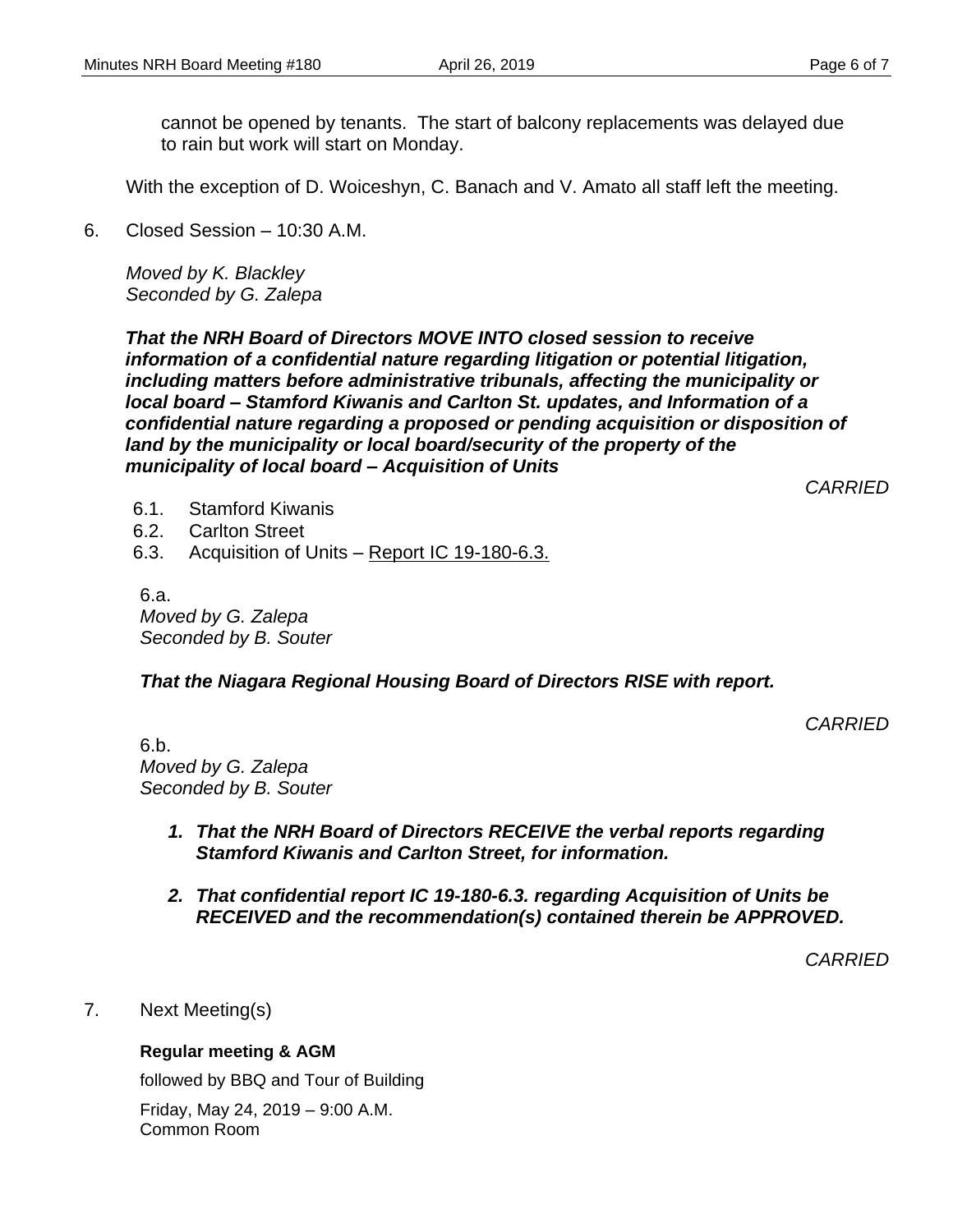cannot be opened by tenants. The start of balcony replacements was delayed due to rain but work will start on Monday.

With the exception of D. Woiceshyn, C. Banach and V. Amato all staff left the meeting.

6. Closed Session – 10:30 A.M.

*Moved by K. Blackley*
*Seconded by G. Zalepa*

***That the NRH Board of Directors MOVE INTO closed session to receive information of a confidential nature regarding litigation or potential litigation, including matters before administrative tribunals, affecting the municipality or local board – Stamford Kiwanis and Carlton St. updates, and Information of a confidential nature regarding a proposed or pending acquisition or disposition of land by the municipality or local board/security of the property of the municipality of local board – Acquisition of Units***

*CARRIED*

6.1. Stamford Kiwanis
6.2. Carlton Street
6.3. Acquisition of Units – Report IC 19-180-6.3.

6.a.
*Moved by G. Zalepa*
*Seconded by B. Souter*

***That the Niagara Regional Housing Board of Directors RISE with report.***

*CARRIED*

6.b.
*Moved by G. Zalepa*
*Seconded by B. Souter*

1. ***That the NRH Board of Directors RECEIVE the verbal reports regarding Stamford Kiwanis and Carlton Street, for information.***

2. ***That confidential report IC 19-180-6.3. regarding Acquisition of Units be RECEIVED and the recommendation(s) contained therein be APPROVED.***

*CARRIED*

7. Next Meeting(s)

**Regular meeting & AGM**

followed by BBQ and Tour of Building

Friday, May 24, 2019 – 9:00 A.M.
Common Room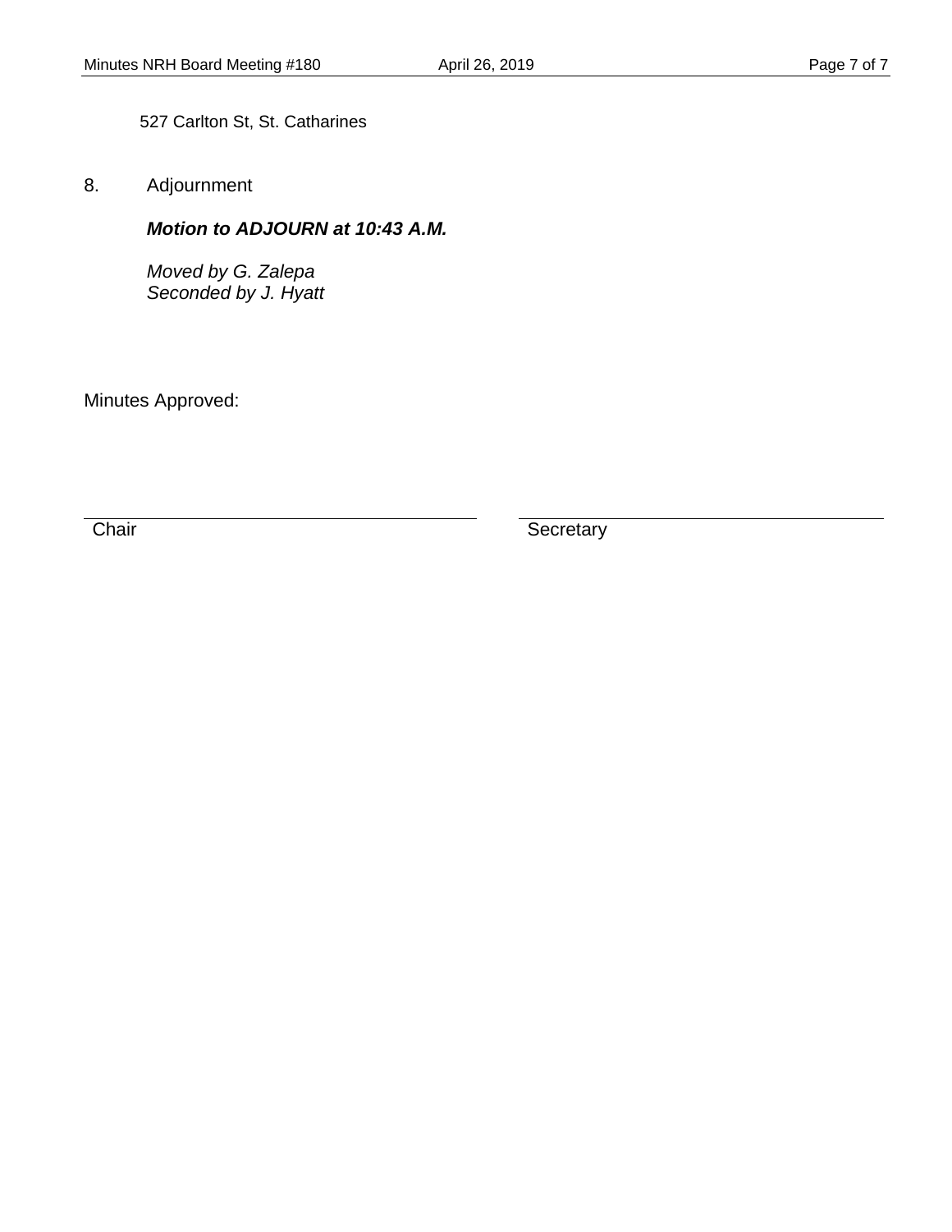527 Carlton St, St. Catharines

8. Adjournment

***Motion to ADJOURN at 10:43 A.M.***

*Moved by G. Zalepa*
*Seconded by J. Hyatt*

Minutes Approved:

\_\_\_\_\_\_\_\_\_\_\_\_\_\_\_\_\_\_\_\_\_\_\_\_\_\_\_\_\_\_\_\_\_\_\_\_
Chair

\_\_\_\_\_\_\_\_\_\_\_\_\_\_\_\_\_\_\_\_\_\_\_\_\_\_\_\_\_\_\_\_\_\_\_\_
Secretary